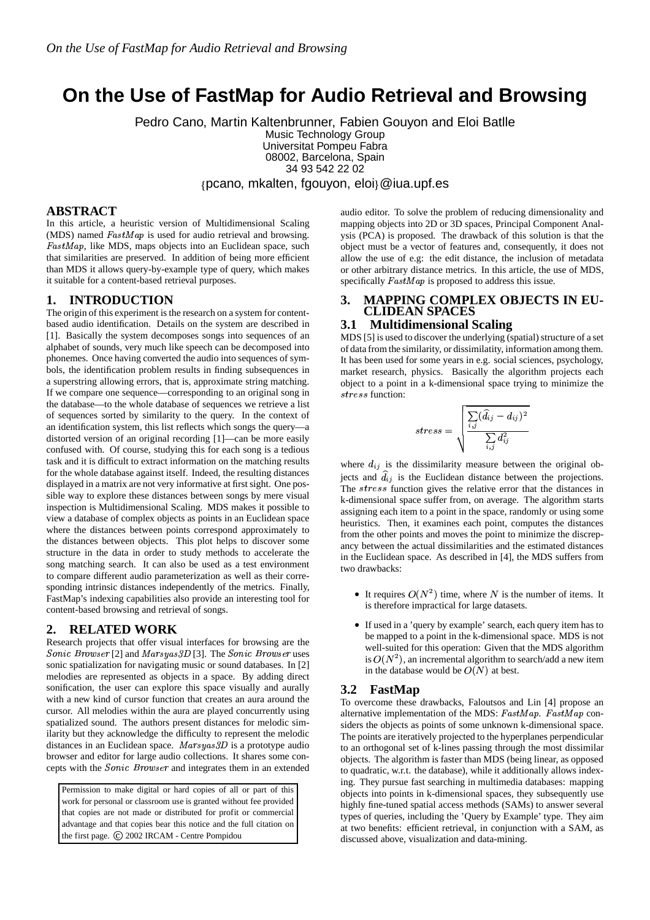# On the Use of FastMap for Audio Retrieval and Browsing

Pedro Cano, Martin Kaltenbrunner, Fabien Gouyon and Eloi Batlle
Music Technology Group
Universitat Pompeu Fabra
08002, Barcelona, Spain
34 93 542 22 02
{pcano, mkalten, fgouyon, eloi}@iua.upf.es

## ABSTRACT

In this article, a heuristic version of Multidimensional Scaling (MDS) named *FastMap* is used for audio retrieval and browsing. *FastMap*, like MDS, maps objects into an Euclidean space, such that similarities are preserved. In addition of being more efficient than MDS it allows query-by-example type of query, which makes it suitable for a content-based retrieval purposes.

## 1. INTRODUCTION

The origin of this experiment is the research on a system for content-based audio identification. Details on the system are described in [1]. Basically the system decomposes songs into sequences of an alphabet of sounds, very much like speech can be decomposed into phonemes. Once having converted the audio into sequences of symbols, the identification problem results in finding subsequences in a superstring allowing errors, that is, approximate string matching. If we compare one sequence—corresponding to an original song in the database—to the whole database of sequences we retrieve a list of sequences sorted by similarity to the query. In the context of an identification system, this list reflects which songs the query—a distorted version of an original recording [1]—can be more easily confused with. Of course, studying this for each song is a tedious task and it is difficult to extract information on the matching results for the whole database against itself. Indeed, the resulting distances displayed in a matrix are not very informative at first sight. One possible way to explore these distances between songs by mere visual inspection is Multidimensional Scaling. MDS makes it possible to view a database of complex objects as points in an Euclidean space where the distances between points correspond approximately to the distances between objects. This plot helps to discover some structure in the data in order to study methods to accelerate the song matching search. It can also be used as a test environment to compare different audio parameterization as well as their corresponding intrinsic distances independently of the metrics. Finally, FastMap's indexing capabilities also provide an interesting tool for content-based browsing and retrieval of songs.

## 2. RELATED WORK

Research projects that offer visual interfaces for browsing are the *Sonic Browser* [2] and *Marsyas3D* [3]. The *Sonic Browser* uses sonic spatialization for navigating music or sound databases. In [2] melodies are represented as objects in a space. By adding direct sonification, the user can explore this space visually and aurally with a new kind of cursor function that creates an aura around the cursor. All melodies within the aura are played concurrently using spatialized sound. The authors present distances for melodic similarity but they acknowledge the difficulty to represent the melodic distances in an Euclidean space. *Marsyas3D* is a prototype audio browser and editor for large audio collections. It shares some concepts with the *Sonic Browser* and integrates them in an extended audio editor. To solve the problem of reducing dimensionality and mapping objects into 2D or 3D spaces, Principal Component Analysis (PCA) is proposed. The drawback of this solution is that the object must be a vector of features and, consequently, it does not allow the use of e.g: the edit distance, the inclusion of metadata or other arbitrary distance metrics. In this article, the use of MDS, specifically *FastMap* is proposed to address this issue.

Permission to make digital or hard copies of all or part of this work for personal or classroom use is granted without fee provided that copies are not made or distributed for profit or commercial advantage and that copies bear this notice and the full citation on the first page. © 2002 IRCAM - Centre Pompidou

## 3. MAPPING COMPLEX OBJECTS IN EUCLIDEAN SPACES

### 3.1 Multidimensional Scaling

MDS [5] is used to discover the underlying (spatial) structure of a set of data from the similarity, or dissimilarity, information among them. It has been used for some years in e.g. social sciences, psychology, market research, physics. Basically the algorithm projects each object to a point in a k-dimensional space trying to minimize the *stress* function:

$$stress = \sqrt{\frac{\sum_{i,j}(\widehat{d}_{ij} - d_{ij})^2}{\sum_{i,j} d_{ij}^2}}$$

where $d_{ij}$ is the dissimilarity measure between the original objects and $\widehat{d}_{ij}$ is the Euclidean distance between the projections. The *stress* function gives the relative error that the distances in k-dimensional space suffer from, on average. The algorithm starts assigning each item to a point in the space, randomly or using some heuristics. Then, it examines each point, computes the distances from the other points and moves the point to minimize the discrepancy between the actual dissimilarities and the estimated distances in the Euclidean space. As described in [4], the MDS suffers from two drawbacks:

- It requires $O(N^2)$ time, where $N$ is the number of items. It is therefore impractical for large datasets.
- If used in a 'query by example' search, each query item has to be mapped to a point in the k-dimensional space. MDS is not well-suited for this operation: Given that the MDS algorithm is $O(N^2)$, an incremental algorithm to search/add a new item in the database would be $O(N)$ at best.

### 3.2 FastMap

To overcome these drawbacks, Faloutsos and Lin [4] propose an alternative implementation of the MDS: *FastMap*. *FastMap* considers the objects as points of some unknown k-dimensional space. The points are iteratively projected to the hyperplanes perpendicular to an orthogonal set of k-lines passing through the most dissimilar objects. The algorithm is faster than MDS (being linear, as opposed to quadratic, w.r.t. the database), while it additionally allows indexing. They pursue fast searching in multimedia databases: mapping objects into points in k-dimensional spaces, they subsequently use highly fine-tuned spatial access methods (SAMs) to answer several types of queries, including the 'Query by Example' type. They aim at two benefits: efficient retrieval, in conjunction with a SAM, as discussed above, visualization and data-mining.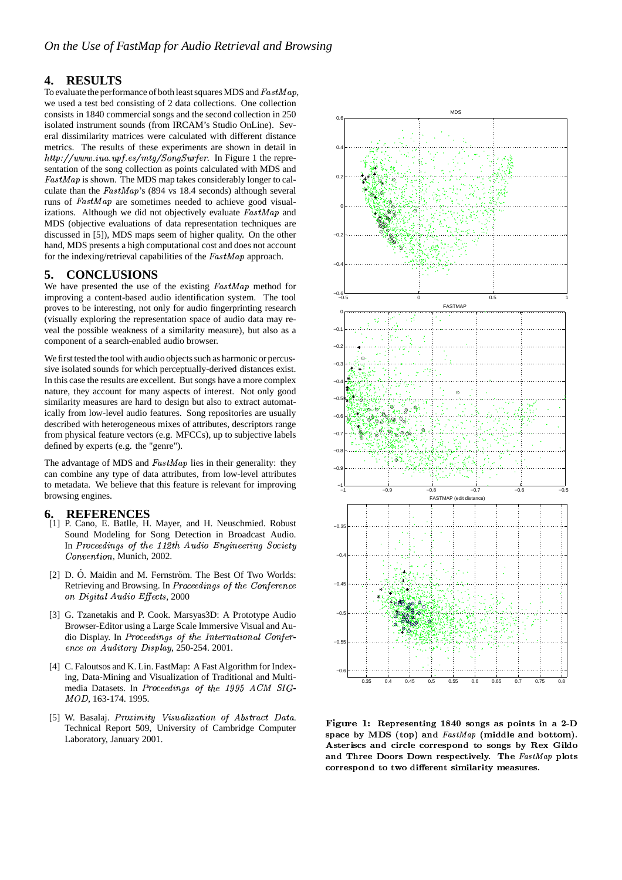## 4. RESULTS

To evaluate the performance of both least squares MDS and *FastMap*, we used a test bed consisting of 2 data collections. One collection consists in 1840 commercial songs and the second collection in 250 isolated instrument sounds (from IRCAM's Studio OnLine). Several dissimilarity matrices were calculated with different distance metrics. The results of these experiments are shown in detail in *http://www.iua.upf.es/mtg/SongSurfer*. In Figure 1 the representation of the song collection as points calculated with MDS and *FastMap* is shown. The MDS map takes considerably longer to calculate than the *FastMap*'s (894 vs 18.4 seconds) although several runs of *FastMap* are sometimes needed to achieve good visualizations. Although we did not objectively evaluate *FastMap* and MDS (objective evaluations of data representation techniques are discussed in [5]), MDS maps seem of higher quality. On the other hand, MDS presents a high computational cost and does not account for the indexing/retrieval capabilities of the *FastMap* approach.

## 5. CONCLUSIONS

We have presented the use of the existing *FastMap* method for improving a content-based audio identification system. The tool proves to be interesting, not only for audio fingerprinting research (visually exploring the representation space of audio data may reveal the possible weakness of a similarity measure), but also as a component of a search-enabled audio browser.

We first tested the tool with audio objects such as harmonic or percussive isolated sounds for which perceptually-derived distances exist. In this case the results are excellent. But songs have a more complex nature, they account for many aspects of interest. Not only good similarity measures are hard to design but also to extract automatically from low-level audio features. Song repositories are usually described with heterogeneous mixes of attributes, descriptors range from physical feature vectors (e.g. MFCCs), up to subjective labels defined by experts (e.g. the "genre").

The advantage of MDS and *FastMap* lies in their generality: they can combine any type of data attributes, from low-level attributes to metadata. We believe that this feature is relevant for improving browsing engines.

## 6. REFERENCES

[1] P. Cano, E. Batlle, H. Mayer, and H. Neuschmied. Robust Sound Modeling for Song Detection in Broadcast Audio. In *Proceedings of the 112th Audio Engineering Society Convention*, Munich, 2002.

[2] D. Ó. Maidin and M. Fernström. The Best Of Two Worlds: Retrieving and Browsing. In *Proceedings of the Conference on Digital Audio Effects*, 2000

[3] G. Tzanetakis and P. Cook. Marsyas3D: A Prototype Audio Browser-Editor using a Large Scale Immersive Visual and Audio Display. In *Proceedings of the International Conference on Auditory Display*, 250-254. 2001.

[4] C. Faloutsos and K. Lin. FastMap: A Fast Algorithm for Indexing, Data-Mining and Visualization of Traditional and Multimedia Datasets. In *Proceedings of the 1995 ACM SIGMOD*, 163-174. 1995.

[5] W. Basalaj. *Proximity Visualization of Abstract Data*. Technical Report 509, University of Cambridge Computer Laboratory, January 2001.

MDS

0.6
0.4
0.2
0
−0.2
−0.4
−0.6
−0.5 0 0.5 1

FASTMAP

0
−0.1
−0.2
−0.3
−0.4
−0.5
−0.6
−0.7
−0.8
−0.9
−1
−1 −0.9 −0.8 −0.7 −0.6 −0.5

FASTMAP (edit distance)

−0.35
−0.4
−0.45
−0.5
−0.55
−0.6
0.35 0.4 0.45 0.5 0.55 0.6 0.65 0.7 0.75 0.8

**Figure 1: Representing 1840 songs as points in a 2-D space by MDS (top) and *FastMap* (middle and bottom). Asteriscs and circle correspond to songs by Rex Gildo and Three Doors Down respectively. The *FastMap* plots correspond to two different similarity measures.**